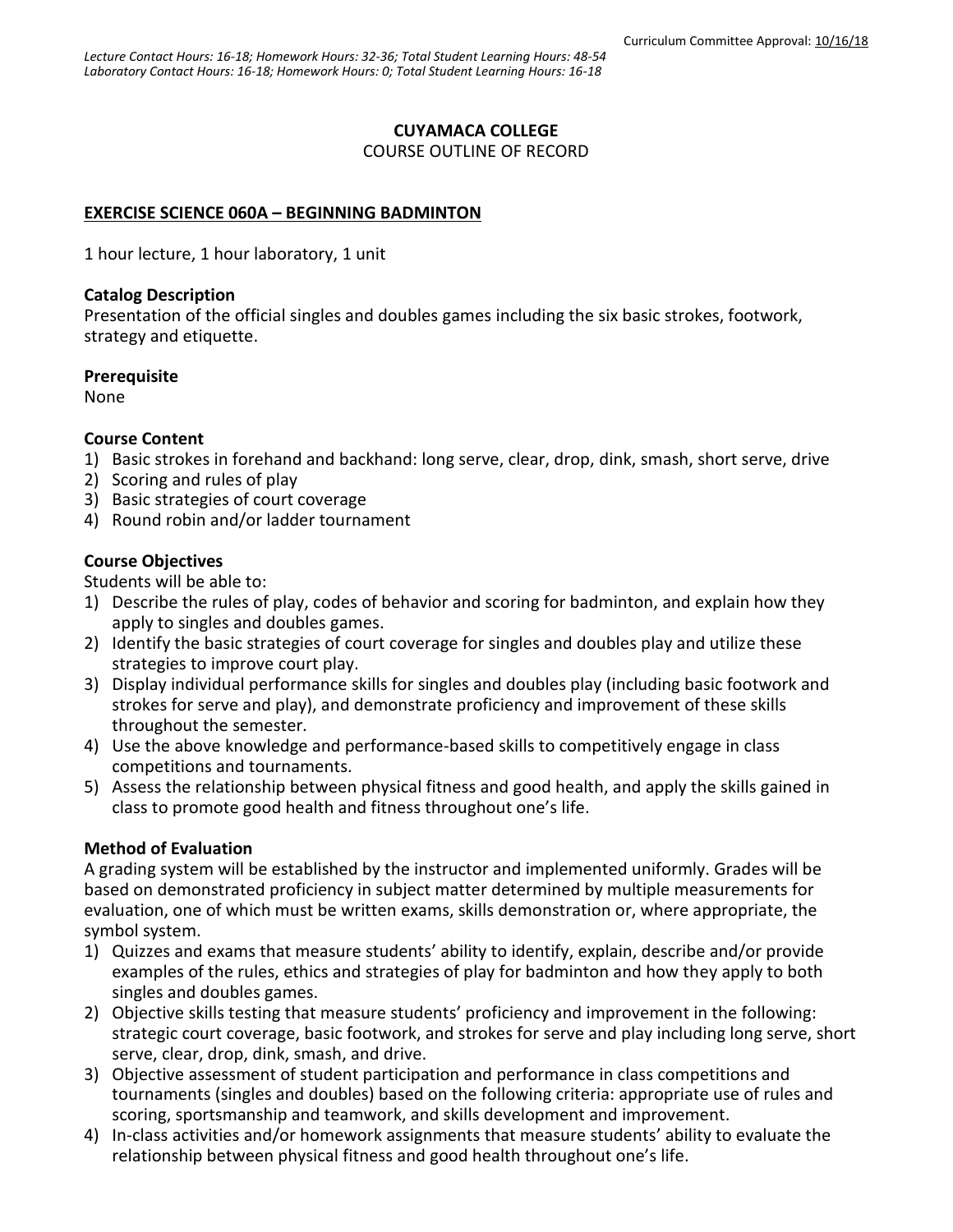*Lecture Contact Hours: 16-18; Homework Hours: 32-36; Total Student Learning Hours: 48-54*
*Laboratory Contact Hours: 16-18; Homework Hours: 0; Total Student Learning Hours: 16-18*

Curriculum Committee Approval: 10/16/18

# CUYAMACA COLLEGE

COURSE OUTLINE OF RECORD

## EXERCISE SCIENCE 060A – BEGINNING BADMINTON

1 hour lecture, 1 hour laboratory, 1 unit

### Catalog Description

Presentation of the official singles and doubles games including the six basic strokes, footwork, strategy and etiquette.

### Prerequisite

None

### Course Content

1) Basic strokes in forehand and backhand: long serve, clear, drop, dink, smash, short serve, drive
2) Scoring and rules of play
3) Basic strategies of court coverage
4) Round robin and/or ladder tournament

### Course Objectives

Students will be able to:

1) Describe the rules of play, codes of behavior and scoring for badminton, and explain how they apply to singles and doubles games.
2) Identify the basic strategies of court coverage for singles and doubles play and utilize these strategies to improve court play.
3) Display individual performance skills for singles and doubles play (including basic footwork and strokes for serve and play), and demonstrate proficiency and improvement of these skills throughout the semester.
4) Use the above knowledge and performance-based skills to competitively engage in class competitions and tournaments.
5) Assess the relationship between physical fitness and good health, and apply the skills gained in class to promote good health and fitness throughout one's life.

### Method of Evaluation

A grading system will be established by the instructor and implemented uniformly. Grades will be based on demonstrated proficiency in subject matter determined by multiple measurements for evaluation, one of which must be written exams, skills demonstration or, where appropriate, the symbol system.

1) Quizzes and exams that measure students' ability to identify, explain, describe and/or provide examples of the rules, ethics and strategies of play for badminton and how they apply to both singles and doubles games.
2) Objective skills testing that measure students' proficiency and improvement in the following: strategic court coverage, basic footwork, and strokes for serve and play including long serve, short serve, clear, drop, dink, smash, and drive.
3) Objective assessment of student participation and performance in class competitions and tournaments (singles and doubles) based on the following criteria: appropriate use of rules and scoring, sportsmanship and teamwork, and skills development and improvement.
4) In-class activities and/or homework assignments that measure students' ability to evaluate the relationship between physical fitness and good health throughout one's life.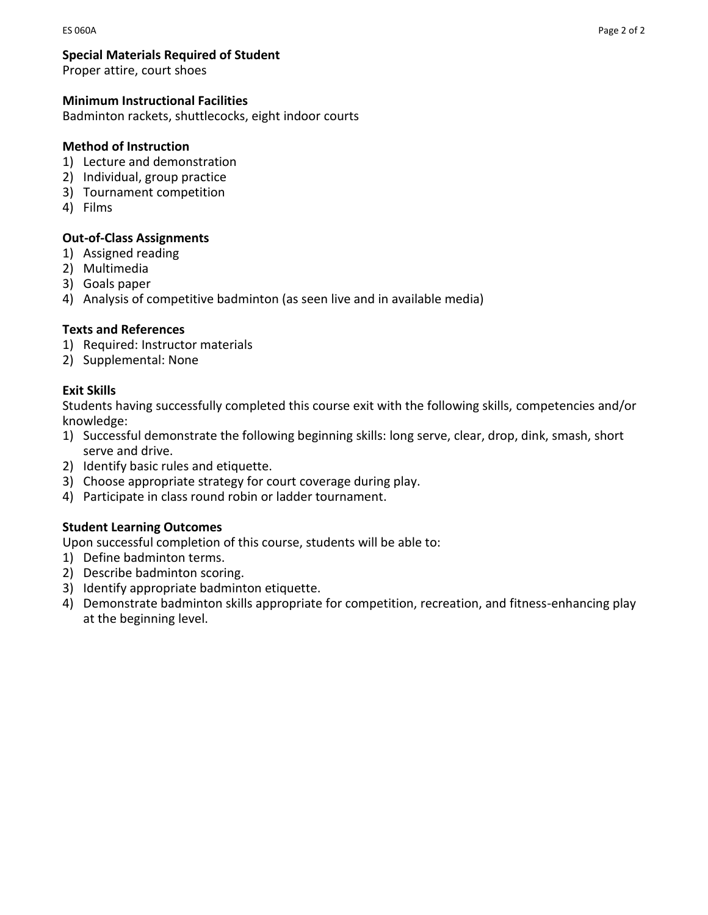**Special Materials Required of Student**
Proper attire, court shoes

**Minimum Instructional Facilities**
Badminton rackets, shuttlecocks, eight indoor courts

**Method of Instruction**
1) Lecture and demonstration
2) Individual, group practice
3) Tournament competition
4) Films

**Out-of-Class Assignments**
1) Assigned reading
2) Multimedia
3) Goals paper
4) Analysis of competitive badminton (as seen live and in available media)

**Texts and References**
1) Required: Instructor materials
2) Supplemental: None

**Exit Skills**
Students having successfully completed this course exit with the following skills, competencies and/or knowledge:
1) Successful demonstrate the following beginning skills: long serve, clear, drop, dink, smash, short serve and drive.
2) Identify basic rules and etiquette.
3) Choose appropriate strategy for court coverage during play.
4) Participate in class round robin or ladder tournament.

**Student Learning Outcomes**
Upon successful completion of this course, students will be able to:
1) Define badminton terms.
2) Describe badminton scoring.
3) Identify appropriate badminton etiquette.
4) Demonstrate badminton skills appropriate for competition, recreation, and fitness-enhancing play at the beginning level.